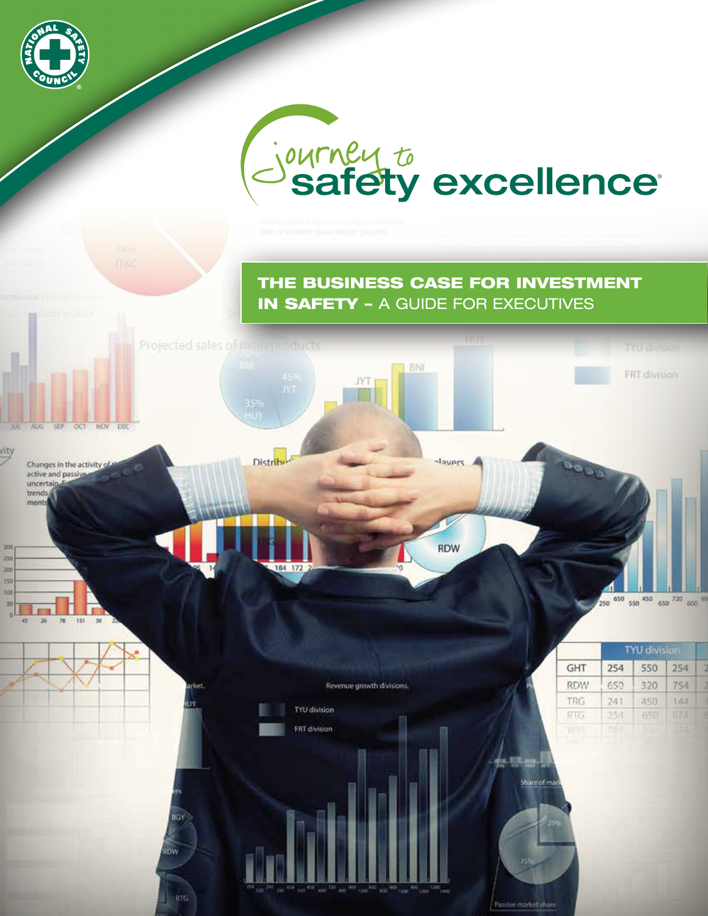# journey to safety excellence®

## THE BUSINESS CASE FOR INVESTMENT IN SAFETY – A GUIDE FOR EXECUTIVES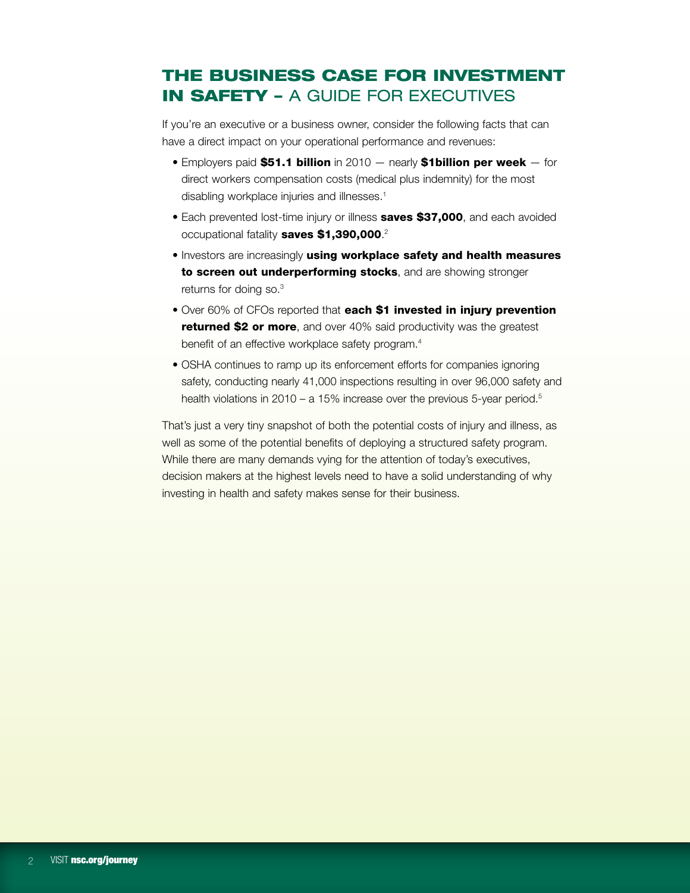# THE BUSINESS CASE FOR INVESTMENT IN SAFETY – A GUIDE FOR EXECUTIVES

If you're an executive or a business owner, consider the following facts that can have a direct impact on your operational performance and revenues:

- Employers paid **$51.1 billion** in 2010 — nearly **$1billion per week** — for direct workers compensation costs (medical plus indemnity) for the most disabling workplace injuries and illnesses.[1]
- Each prevented lost-time injury or illness **saves $37,000**, and each avoided occupational fatality **saves $1,390,000**.[2]
- Investors are increasingly **using workplace safety and health measures to screen out underperforming stocks**, and are showing stronger returns for doing so.[3]
- Over 60% of CFOs reported that **each $1 invested in injury prevention returned $2 or more**, and over 40% said productivity was the greatest benefit of an effective workplace safety program.[4]
- OSHA continues to ramp up its enforcement efforts for companies ignoring safety, conducting nearly 41,000 inspections resulting in over 96,000 safety and health violations in 2010 – a 15% increase over the previous 5-year period.[5]

That's just a very tiny snapshot of both the potential costs of injury and illness, as well as some of the potential benefits of deploying a structured safety program. While there are many demands vying for the attention of today's executives, decision makers at the highest levels need to have a solid understanding of why investing in health and safety makes sense for their business.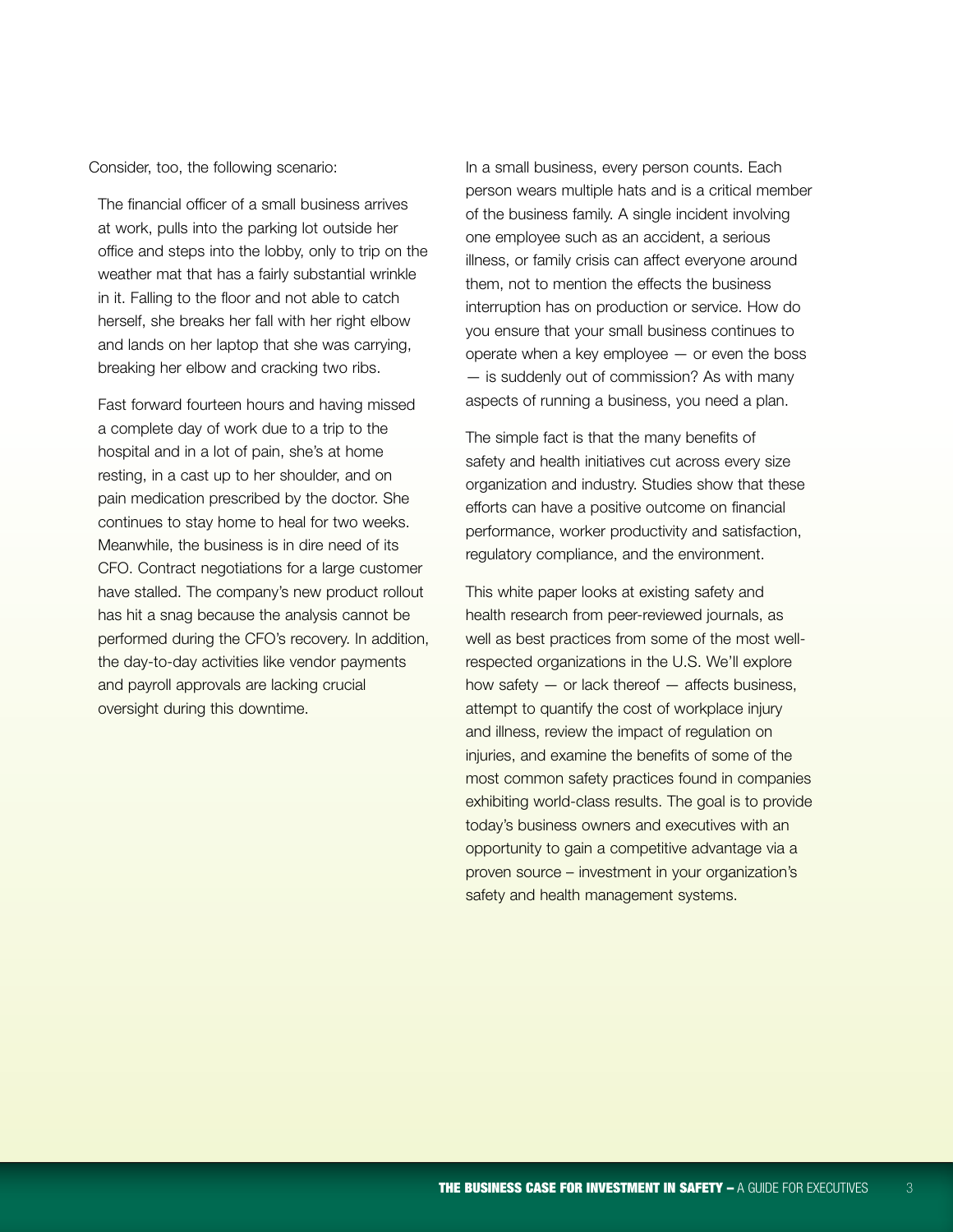Consider, too, the following scenario:

> The financial officer of a small business arrives at work, pulls into the parking lot outside her office and steps into the lobby, only to trip on the weather mat that has a fairly substantial wrinkle in it. Falling to the floor and not able to catch herself, she breaks her fall with her right elbow and lands on her laptop that she was carrying, breaking her elbow and cracking two ribs.
>
> Fast forward fourteen hours and having missed a complete day of work due to a trip to the hospital and in a lot of pain, she's at home resting, in a cast up to her shoulder, and on pain medication prescribed by the doctor. She continues to stay home to heal for two weeks. Meanwhile, the business is in dire need of its CFO. Contract negotiations for a large customer have stalled. The company's new product rollout has hit a snag because the analysis cannot be performed during the CFO's recovery. In addition, the day-to-day activities like vendor payments and payroll approvals are lacking crucial oversight during this downtime.

In a small business, every person counts. Each person wears multiple hats and is a critical member of the business family. A single incident involving one employee such as an accident, a serious illness, or family crisis can affect everyone around them, not to mention the effects the business interruption has on production or service. How do you ensure that your small business continues to operate when a key employee — or even the boss — is suddenly out of commission? As with many aspects of running a business, you need a plan.

The simple fact is that the many benefits of safety and health initiatives cut across every size organization and industry. Studies show that these efforts can have a positive outcome on financial performance, worker productivity and satisfaction, regulatory compliance, and the environment.

This white paper looks at existing safety and health research from peer-reviewed journals, as well as best practices from some of the most well-respected organizations in the U.S. We'll explore how safety — or lack thereof — affects business, attempt to quantify the cost of workplace injury and illness, review the impact of regulation on injuries, and examine the benefits of some of the most common safety practices found in companies exhibiting world-class results. The goal is to provide today's business owners and executives with an opportunity to gain a competitive advantage via a proven source – investment in your organization's safety and health management systems.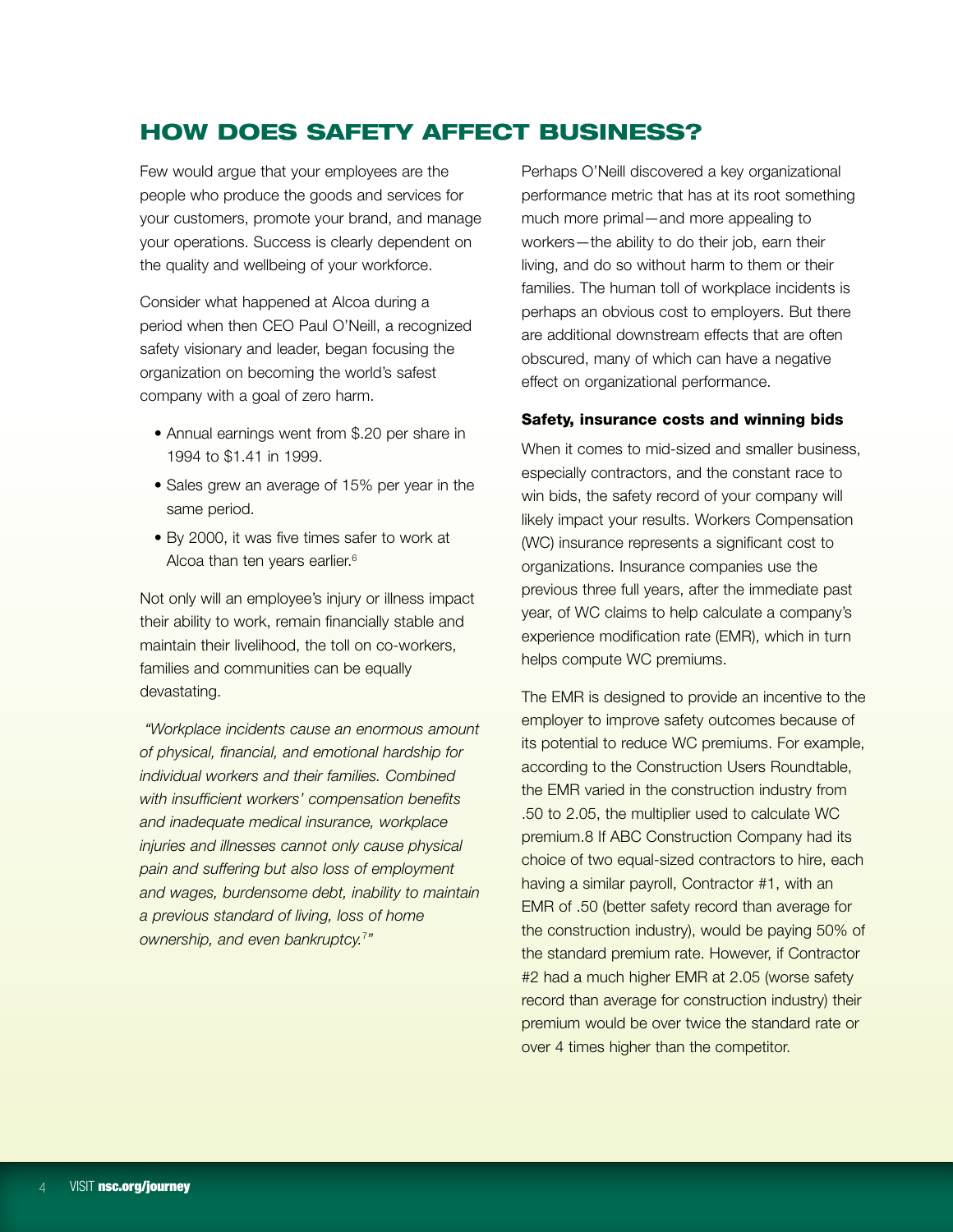## HOW DOES SAFETY AFFECT BUSINESS?

Few would argue that your employees are the people who produce the goods and services for your customers, promote your brand, and manage your operations. Success is clearly dependent on the quality and wellbeing of your workforce.

Consider what happened at Alcoa during a period when then CEO Paul O'Neill, a recognized safety visionary and leader, began focusing the organization on becoming the world's safest company with a goal of zero harm.

- Annual earnings went from $.20 per share in 1994 to $1.41 in 1999.
- Sales grew an average of 15% per year in the same period.
- By 2000, it was five times safer to work at Alcoa than ten years earlier.[6]

Not only will an employee's injury or illness impact their ability to work, remain financially stable and maintain their livelihood, the toll on co-workers, families and communities can be equally devastating.

*"Workplace incidents cause an enormous amount of physical, financial, and emotional hardship for individual workers and their families. Combined with insufficient workers' compensation benefits and inadequate medical insurance, workplace injuries and illnesses cannot only cause physical pain and suffering but also loss of employment and wages, burdensome debt, inability to maintain a previous standard of living, loss of home ownership, and even bankruptcy.[7]"*

Perhaps O'Neill discovered a key organizational performance metric that has at its root something much more primal—and more appealing to workers—the ability to do their job, earn their living, and do so without harm to them or their families. The human toll of workplace incidents is perhaps an obvious cost to employers. But there are additional downstream effects that are often obscured, many of which can have a negative effect on organizational performance.

### Safety, insurance costs and winning bids

When it comes to mid-sized and smaller business, especially contractors, and the constant race to win bids, the safety record of your company will likely impact your results. Workers Compensation (WC) insurance represents a significant cost to organizations. Insurance companies use the previous three full years, after the immediate past year, of WC claims to help calculate a company's experience modification rate (EMR), which in turn helps compute WC premiums.

The EMR is designed to provide an incentive to the employer to improve safety outcomes because of its potential to reduce WC premiums. For example, according to the Construction Users Roundtable, the EMR varied in the construction industry from .50 to 2.05, the multiplier used to calculate WC premium.8 If ABC Construction Company had its choice of two equal-sized contractors to hire, each having a similar payroll, Contractor #1, with an EMR of .50 (better safety record than average for the construction industry), would be paying 50% of the standard premium rate. However, if Contractor #2 had a much higher EMR at 2.05 (worse safety record than average for construction industry) their premium would be over twice the standard rate or over 4 times higher than the competitor.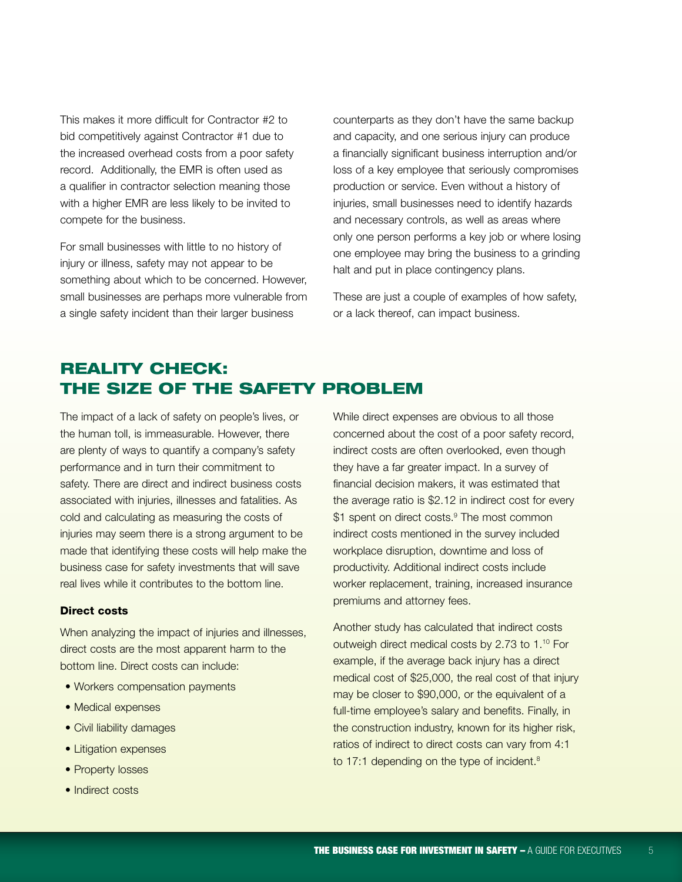This makes it more difficult for Contractor #2 to bid competitively against Contractor #1 due to the increased overhead costs from a poor safety record. Additionally, the EMR is often used as a qualifier in contractor selection meaning those with a higher EMR are less likely to be invited to compete for the business.

For small businesses with little to no history of injury or illness, safety may not appear to be something about which to be concerned. However, small businesses are perhaps more vulnerable from a single safety incident than their larger business counterparts as they don't have the same backup and capacity, and one serious injury can produce a financially significant business interruption and/or loss of a key employee that seriously compromises production or service. Even without a history of injuries, small businesses need to identify hazards and necessary controls, as well as areas where only one person performs a key job or where losing one employee may bring the business to a grinding halt and put in place contingency plans.

These are just a couple of examples of how safety, or a lack thereof, can impact business.

## REALITY CHECK: THE SIZE OF THE SAFETY PROBLEM

The impact of a lack of safety on people's lives, or the human toll, is immeasurable. However, there are plenty of ways to quantify a company's safety performance and in turn their commitment to safety. There are direct and indirect business costs associated with injuries, illnesses and fatalities. As cold and calculating as measuring the costs of injuries may seem there is a strong argument to be made that identifying these costs will help make the business case for safety investments that will save real lives while it contributes to the bottom line.

### Direct costs

When analyzing the impact of injuries and illnesses, direct costs are the most apparent harm to the bottom line. Direct costs can include:

- Workers compensation payments
- Medical expenses
- Civil liability damages
- Litigation expenses
- Property losses
- Indirect costs

While direct expenses are obvious to all those concerned about the cost of a poor safety record, indirect costs are often overlooked, even though they have a far greater impact. In a survey of financial decision makers, it was estimated that the average ratio is $2.12 in indirect cost for every $1 spent on direct costs.[9] The most common indirect costs mentioned in the survey included workplace disruption, downtime and loss of productivity. Additional indirect costs include worker replacement, training, increased insurance premiums and attorney fees.

Another study has calculated that indirect costs outweigh direct medical costs by 2.73 to 1.[10] For example, if the average back injury has a direct medical cost of $25,000, the real cost of that injury may be closer to $90,000, or the equivalent of a full-time employee's salary and benefits. Finally, in the construction industry, known for its higher risk, ratios of indirect to direct costs can vary from 4:1 to 17:1 depending on the type of incident.[8]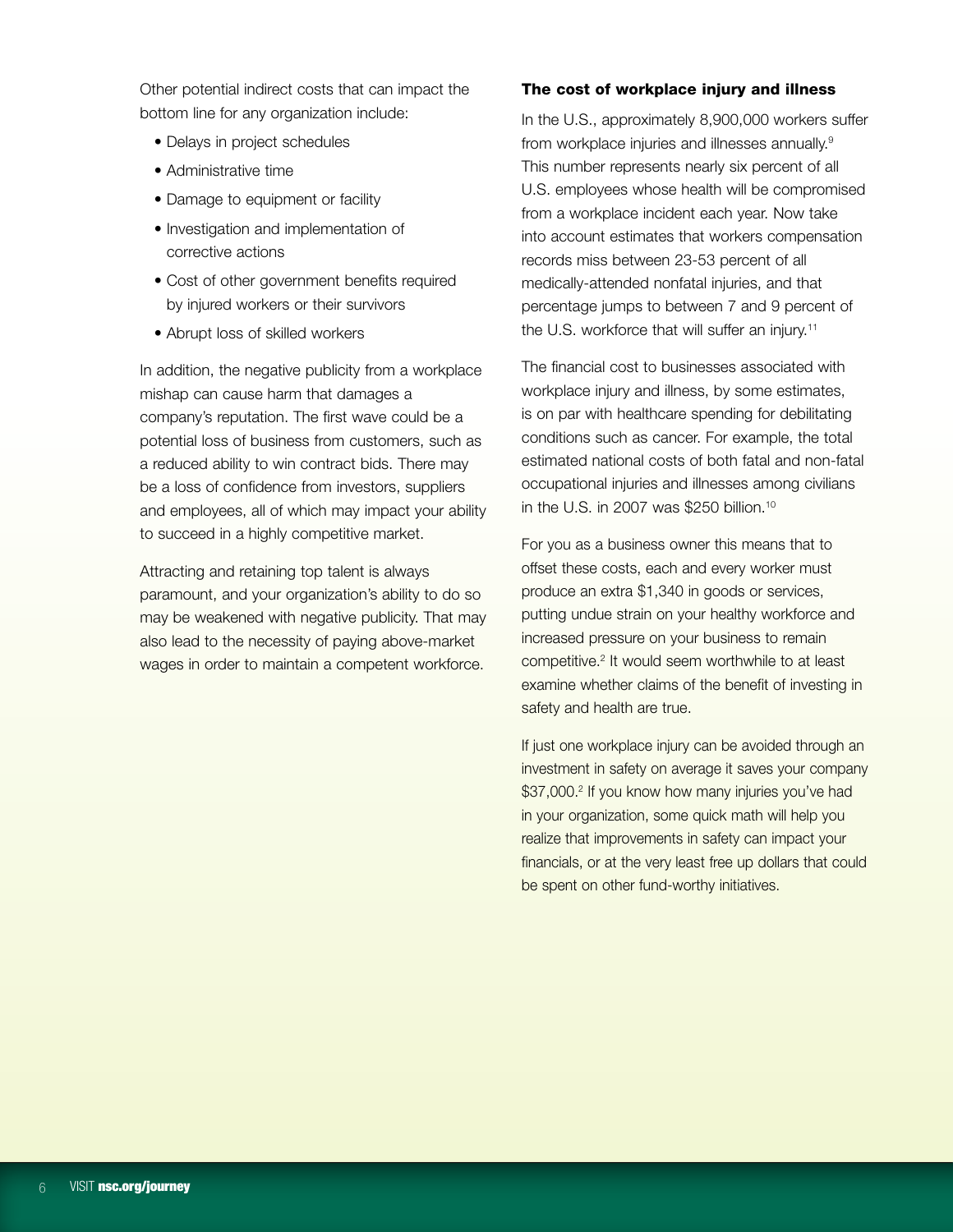Other potential indirect costs that can impact the bottom line for any organization include:

- Delays in project schedules
- Administrative time
- Damage to equipment or facility
- Investigation and implementation of corrective actions
- Cost of other government benefits required by injured workers or their survivors
- Abrupt loss of skilled workers

In addition, the negative publicity from a workplace mishap can cause harm that damages a company's reputation. The first wave could be a potential loss of business from customers, such as a reduced ability to win contract bids. There may be a loss of confidence from investors, suppliers and employees, all of which may impact your ability to succeed in a highly competitive market.

Attracting and retaining top talent is always paramount, and your organization's ability to do so may be weakened with negative publicity. That may also lead to the necessity of paying above-market wages in order to maintain a competent workforce.

### The cost of workplace injury and illness

In the U.S., approximately 8,900,000 workers suffer from workplace injuries and illnesses annually.[9] This number represents nearly six percent of all U.S. employees whose health will be compromised from a workplace incident each year. Now take into account estimates that workers compensation records miss between 23-53 percent of all medically-attended nonfatal injuries, and that percentage jumps to between 7 and 9 percent of the U.S. workforce that will suffer an injury.[11]

The financial cost to businesses associated with workplace injury and illness, by some estimates, is on par with healthcare spending for debilitating conditions such as cancer. For example, the total estimated national costs of both fatal and non-fatal occupational injuries and illnesses among civilians in the U.S. in 2007 was $250 billion.[10]

For you as a business owner this means that to offset these costs, each and every worker must produce an extra $1,340 in goods or services, putting undue strain on your healthy workforce and increased pressure on your business to remain competitive.[2] It would seem worthwhile to at least examine whether claims of the benefit of investing in safety and health are true.

If just one workplace injury can be avoided through an investment in safety on average it saves your company $37,000.[2] If you know how many injuries you've had in your organization, some quick math will help you realize that improvements in safety can impact your financials, or at the very least free up dollars that could be spent on other fund-worthy initiatives.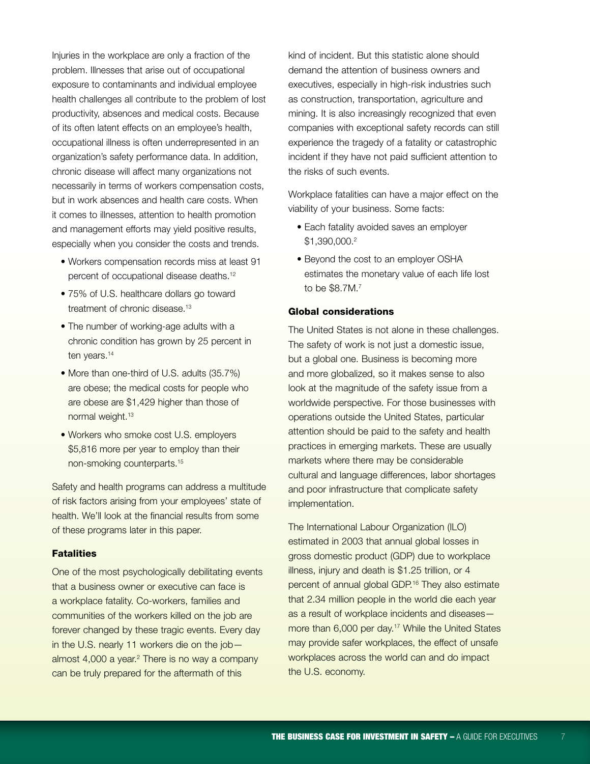Injuries in the workplace are only a fraction of the problem. Illnesses that arise out of occupational exposure to contaminants and individual employee health challenges all contribute to the problem of lost productivity, absences and medical costs. Because of its often latent effects on an employee's health, occupational illness is often underrepresented in an organization's safety performance data. In addition, chronic disease will affect many organizations not necessarily in terms of workers compensation costs, but in work absences and health care costs. When it comes to illnesses, attention to health promotion and management efforts may yield positive results, especially when you consider the costs and trends.

- Workers compensation records miss at least 91 percent of occupational disease deaths.[12]
- 75% of U.S. healthcare dollars go toward treatment of chronic disease.[13]
- The number of working-age adults with a chronic condition has grown by 25 percent in ten years.[14]
- More than one-third of U.S. adults (35.7%) are obese; the medical costs for people who are obese are $1,429 higher than those of normal weight.[13]
- Workers who smoke cost U.S. employers $5,816 more per year to employ than their non-smoking counterparts.[15]

Safety and health programs can address a multitude of risk factors arising from your employees' state of health. We'll look at the financial results from some of these programs later in this paper.

### Fatalities

One of the most psychologically debilitating events that a business owner or executive can face is a workplace fatality. Co-workers, families and communities of the workers killed on the job are forever changed by these tragic events. Every day in the U.S. nearly 11 workers die on the job—almost 4,000 a year.[2] There is no way a company can be truly prepared for the aftermath of this kind of incident. But this statistic alone should demand the attention of business owners and executives, especially in high-risk industries such as construction, transportation, agriculture and mining. It is also increasingly recognized that even companies with exceptional safety records can still experience the tragedy of a fatality or catastrophic incident if they have not paid sufficient attention to the risks of such events.

Workplace fatalities can have a major effect on the viability of your business. Some facts:

- Each fatality avoided saves an employer $1,390,000.[2]
- Beyond the cost to an employer OSHA estimates the monetary value of each life lost to be $8.7M.[7]

### Global considerations

The United States is not alone in these challenges. The safety of work is not just a domestic issue, but a global one. Business is becoming more and more globalized, so it makes sense to also look at the magnitude of the safety issue from a worldwide perspective. For those businesses with operations outside the United States, particular attention should be paid to the safety and health practices in emerging markets. These are usually markets where there may be considerable cultural and language differences, labor shortages and poor infrastructure that complicate safety implementation.

The International Labour Organization (ILO) estimated in 2003 that annual global losses in gross domestic product (GDP) due to workplace illness, injury and death is $1.25 trillion, or 4 percent of annual global GDP.[16] They also estimate that 2.34 million people in the world die each year as a result of workplace incidents and diseases—more than 6,000 per day.[17] While the United States may provide safer workplaces, the effect of unsafe workplaces across the world can and do impact the U.S. economy.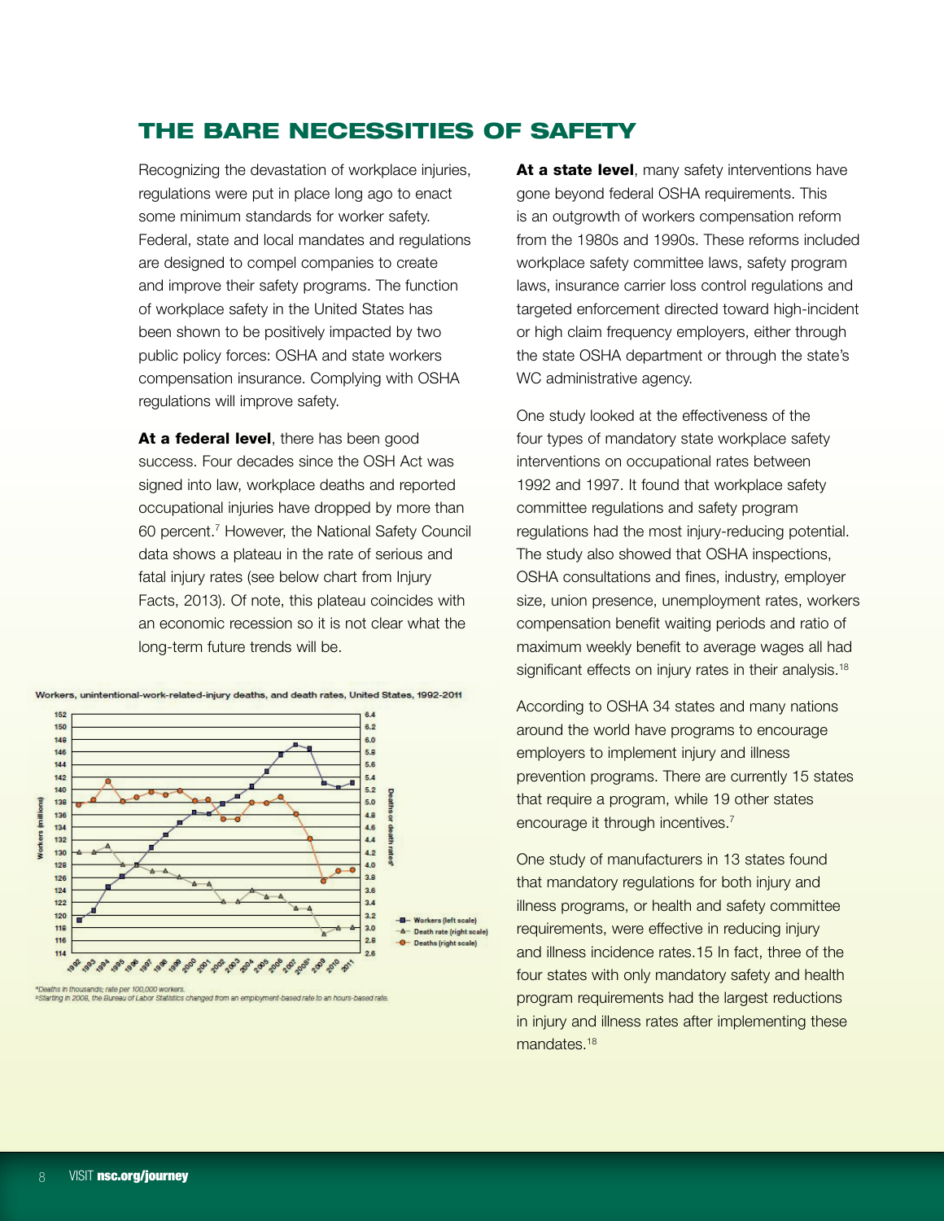# THE BARE NECESSITIES OF SAFETY

Recognizing the devastation of workplace injuries, regulations were put in place long ago to enact some minimum standards for worker safety. Federal, state and local mandates and regulations are designed to compel companies to create and improve their safety programs. The function of workplace safety in the United States has been shown to be positively impacted by two public policy forces: OSHA and state workers compensation insurance. Complying with OSHA regulations will improve safety.

**At a federal level**, there has been good success. Four decades since the OSH Act was signed into law, workplace deaths and reported occupational injuries have dropped by more than 60 percent.[7] However, the National Safety Council data shows a plateau in the rate of serious and fatal injury rates (see below chart from Injury Facts, 2013). Of note, this plateau coincides with an economic recession so it is not clear what the long-term future trends will be.

Workers, unintentional-work-related-injury deaths, and death rates, United States, 1992-2011

ᵃDeaths in thousands; rate per 100,000 workers.
ᵇStarting in 2008, the Bureau of Labor Statistics changed from an employment-based rate to an hours-based rate.

**At a state level**, many safety interventions have gone beyond federal OSHA requirements. This is an outgrowth of workers compensation reform from the 1980s and 1990s. These reforms included workplace safety committee laws, safety program laws, insurance carrier loss control regulations and targeted enforcement directed toward high-incident or high claim frequency employers, either through the state OSHA department or through the state's WC administrative agency.

One study looked at the effectiveness of the four types of mandatory state workplace safety interventions on occupational rates between 1992 and 1997. It found that workplace safety committee regulations and safety program regulations had the most injury-reducing potential. The study also showed that OSHA inspections, OSHA consultations and fines, industry, employer size, union presence, unemployment rates, workers compensation benefit waiting periods and ratio of maximum weekly benefit to average wages all had significant effects on injury rates in their analysis.[18]

According to OSHA 34 states and many nations around the world have programs to encourage employers to implement injury and illness prevention programs. There are currently 15 states that require a program, while 19 other states encourage it through incentives.[7]

One study of manufacturers in 13 states found that mandatory regulations for both injury and illness programs, or health and safety committee requirements, were effective in reducing injury and illness incidence rates.15 In fact, three of the four states with only mandatory safety and health program requirements had the largest reductions in injury and illness rates after implementing these mandates.[18]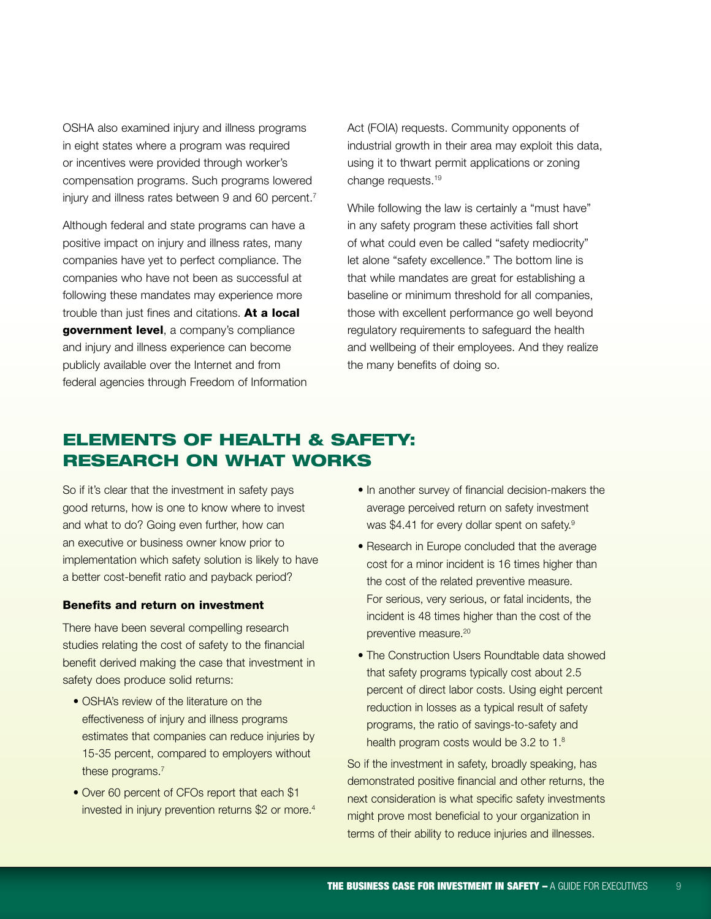OSHA also examined injury and illness programs in eight states where a program was required or incentives were provided through worker's compensation programs. Such programs lowered injury and illness rates between 9 and 60 percent.[7]

Although federal and state programs can have a positive impact on injury and illness rates, many companies have yet to perfect compliance. The companies who have not been as successful at following these mandates may experience more trouble than just fines and citations. **At a local government level**, a company's compliance and injury and illness experience can become publicly available over the Internet and from federal agencies through Freedom of Information Act (FOIA) requests. Community opponents of industrial growth in their area may exploit this data, using it to thwart permit applications or zoning change requests.[19]

While following the law is certainly a "must have" in any safety program these activities fall short of what could even be called "safety mediocrity" let alone "safety excellence." The bottom line is that while mandates are great for establishing a baseline or minimum threshold for all companies, those with excellent performance go well beyond regulatory requirements to safeguard the health and wellbeing of their employees. And they realize the many benefits of doing so.

## ELEMENTS OF HEALTH & SAFETY: RESEARCH ON WHAT WORKS

So if it's clear that the investment in safety pays good returns, how is one to know where to invest and what to do? Going even further, how can an executive or business owner know prior to implementation which safety solution is likely to have a better cost-benefit ratio and payback period?

### Benefits and return on investment

There have been several compelling research studies relating the cost of safety to the financial benefit derived making the case that investment in safety does produce solid returns:

- OSHA's review of the literature on the effectiveness of injury and illness programs estimates that companies can reduce injuries by 15-35 percent, compared to employers without these programs.[7]
- Over 60 percent of CFOs report that each $1 invested in injury prevention returns $2 or more.[4]
- In another survey of financial decision-makers the average perceived return on safety investment was $4.41 for every dollar spent on safety.[9]
- Research in Europe concluded that the average cost for a minor incident is 16 times higher than the cost of the related preventive measure. For serious, very serious, or fatal incidents, the incident is 48 times higher than the cost of the preventive measure.[20]
- The Construction Users Roundtable data showed that safety programs typically cost about 2.5 percent of direct labor costs. Using eight percent reduction in losses as a typical result of safety programs, the ratio of savings-to-safety and health program costs would be 3.2 to 1.[8]

So if the investment in safety, broadly speaking, has demonstrated positive financial and other returns, the next consideration is what specific safety investments might prove most beneficial to your organization in terms of their ability to reduce injuries and illnesses.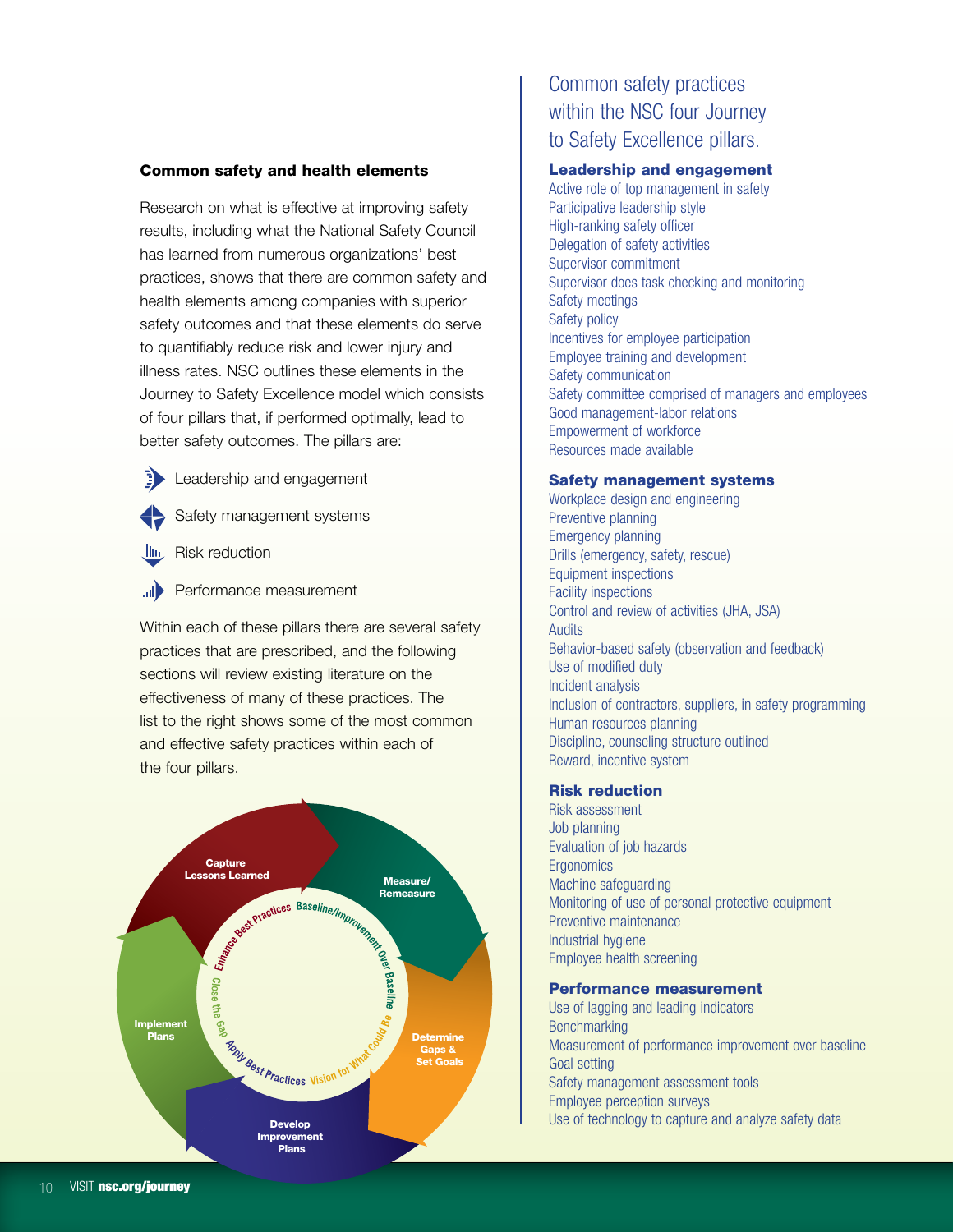### Common safety and health elements

Research on what is effective at improving safety results, including what the National Safety Council has learned from numerous organizations' best practices, shows that there are common safety and health elements among companies with superior safety outcomes and that these elements do serve to quantifiably reduce risk and lower injury and illness rates. NSC outlines these elements in the Journey to Safety Excellence model which consists of four pillars that, if performed optimally, lead to better safety outcomes. The pillars are:

- Leadership and engagement
- Safety management systems
- Risk reduction
- Performance measurement

Within each of these pillars there are several safety practices that are prescribed, and the following sections will review existing literature on the effectiveness of many of these practices. The list to the right shows some of the most common and effective safety practices within each of the four pillars.

Capture Lessons Learned
Measure/Remeasure
Determine Gaps & Set Goals
Develop Improvement Plans
Implement Plans

Enhance Best Practices · Baseline/Improvement Over Baseline · Vision for What Could Be · Apply Best Practices · Close the Gap

## Common safety practices within the NSC four Journey to Safety Excellence pillars.

### Leadership and engagement

- Active role of top management in safety
- Participative leadership style
- High-ranking safety officer
- Delegation of safety activities
- Supervisor commitment
- Supervisor does task checking and monitoring
- Safety meetings
- Safety policy
- Incentives for employee participation
- Employee training and development
- Safety communication
- Safety committee comprised of managers and employees
- Good management-labor relations
- Empowerment of workforce
- Resources made available

### Safety management systems

- Workplace design and engineering
- Preventive planning
- Emergency planning
- Drills (emergency, safety, rescue)
- Equipment inspections
- Facility inspections
- Control and review of activities (JHA, JSA)
- Audits
- Behavior-based safety (observation and feedback)
- Use of modified duty
- Incident analysis
- Inclusion of contractors, suppliers, in safety programming
- Human resources planning
- Discipline, counseling structure outlined
- Reward, incentive system

### Risk reduction

- Risk assessment
- Job planning
- Evaluation of job hazards
- Ergonomics
- Machine safeguarding
- Monitoring of use of personal protective equipment
- Preventive maintenance
- Industrial hygiene
- Employee health screening

### Performance measurement

- Use of lagging and leading indicators
- Benchmarking
- Measurement of performance improvement over baseline
- Goal setting
- Safety management assessment tools
- Employee perception surveys
- Use of technology to capture and analyze safety data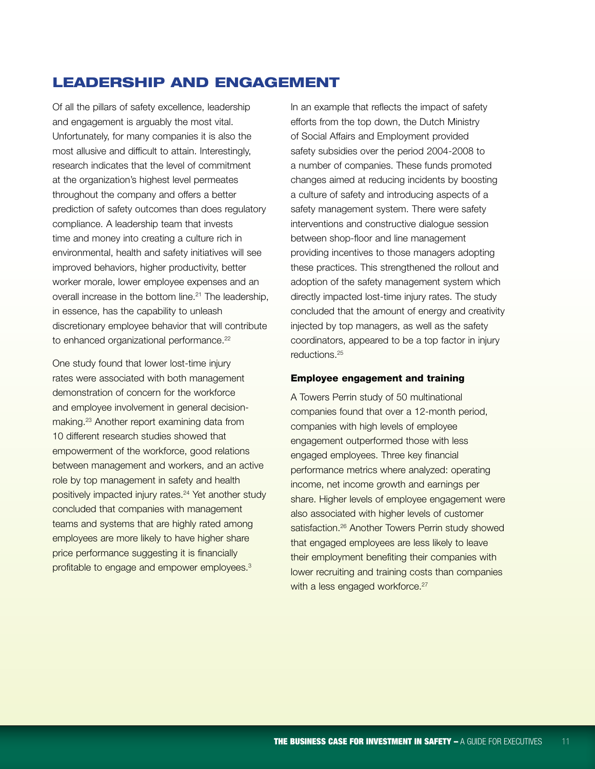## LEADERSHIP AND ENGAGEMENT

Of all the pillars of safety excellence, leadership and engagement is arguably the most vital. Unfortunately, for many companies it is also the most allusive and difficult to attain. Interestingly, research indicates that the level of commitment at the organization's highest level permeates throughout the company and offers a better prediction of safety outcomes than does regulatory compliance. A leadership team that invests time and money into creating a culture rich in environmental, health and safety initiatives will see improved behaviors, higher productivity, better worker morale, lower employee expenses and an overall increase in the bottom line.[21] The leadership, in essence, has the capability to unleash discretionary employee behavior that will contribute to enhanced organizational performance.[22]

One study found that lower lost-time injury rates were associated with both management demonstration of concern for the workforce and employee involvement in general decision-making.[23] Another report examining data from 10 different research studies showed that empowerment of the workforce, good relations between management and workers, and an active role by top management in safety and health positively impacted injury rates.[24] Yet another study concluded that companies with management teams and systems that are highly rated among employees are more likely to have higher share price performance suggesting it is financially profitable to engage and empower employees.[3]

In an example that reflects the impact of safety efforts from the top down, the Dutch Ministry of Social Affairs and Employment provided safety subsidies over the period 2004-2008 to a number of companies. These funds promoted changes aimed at reducing incidents by boosting a culture of safety and introducing aspects of a safety management system. There were safety interventions and constructive dialogue session between shop-floor and line management providing incentives to those managers adopting these practices. This strengthened the rollout and adoption of the safety management system which directly impacted lost-time injury rates. The study concluded that the amount of energy and creativity injected by top managers, as well as the safety coordinators, appeared to be a top factor in injury reductions.[25]

### Employee engagement and training

A Towers Perrin study of 50 multinational companies found that over a 12-month period, companies with high levels of employee engagement outperformed those with less engaged employees. Three key financial performance metrics where analyzed: operating income, net income growth and earnings per share. Higher levels of employee engagement were also associated with higher levels of customer satisfaction.[26] Another Towers Perrin study showed that engaged employees are less likely to leave their employment benefiting their companies with lower recruiting and training costs than companies with a less engaged workforce.[27]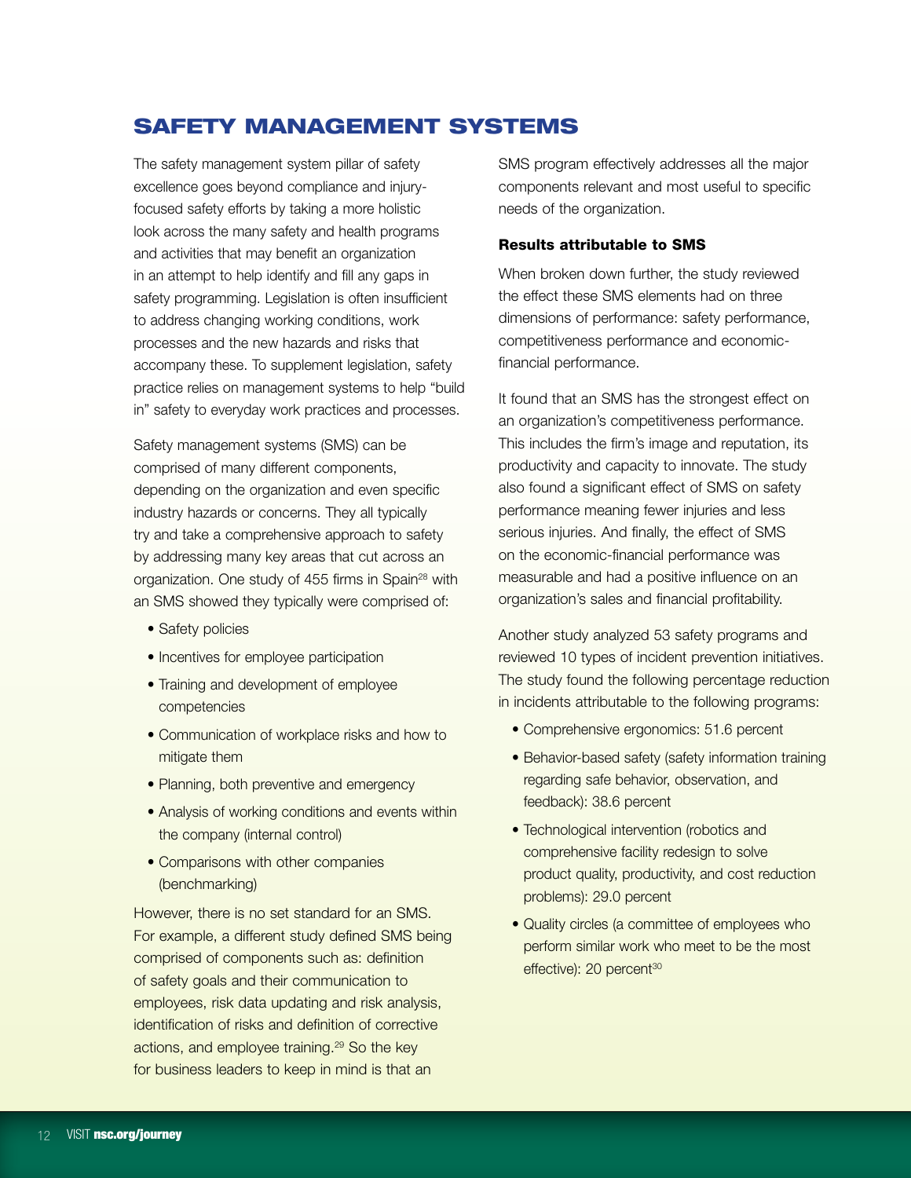# SAFETY MANAGEMENT SYSTEMS

The safety management system pillar of safety excellence goes beyond compliance and injury-focused safety efforts by taking a more holistic look across the many safety and health programs and activities that may benefit an organization in an attempt to help identify and fill any gaps in safety programming. Legislation is often insufficient to address changing working conditions, work processes and the new hazards and risks that accompany these. To supplement legislation, safety practice relies on management systems to help "build in" safety to everyday work practices and processes.

Safety management systems (SMS) can be comprised of many different components, depending on the organization and even specific industry hazards or concerns. They all typically try and take a comprehensive approach to safety by addressing many key areas that cut across an organization. One study of 455 firms in Spain[28] with an SMS showed they typically were comprised of:

- Safety policies
- Incentives for employee participation
- Training and development of employee competencies
- Communication of workplace risks and how to mitigate them
- Planning, both preventive and emergency
- Analysis of working conditions and events within the company (internal control)
- Comparisons with other companies (benchmarking)

However, there is no set standard for an SMS. For example, a different study defined SMS being comprised of components such as: definition of safety goals and their communication to employees, risk data updating and risk analysis, identification of risks and definition of corrective actions, and employee training.[29] So the key for business leaders to keep in mind is that an SMS program effectively addresses all the major components relevant and most useful to specific needs of the organization.

### Results attributable to SMS

When broken down further, the study reviewed the effect these SMS elements had on three dimensions of performance: safety performance, competitiveness performance and economic-financial performance.

It found that an SMS has the strongest effect on an organization's competitiveness performance. This includes the firm's image and reputation, its productivity and capacity to innovate. The study also found a significant effect of SMS on safety performance meaning fewer injuries and less serious injuries. And finally, the effect of SMS on the economic-financial performance was measurable and had a positive influence on an organization's sales and financial profitability.

Another study analyzed 53 safety programs and reviewed 10 types of incident prevention initiatives. The study found the following percentage reduction in incidents attributable to the following programs:

- Comprehensive ergonomics: 51.6 percent
- Behavior-based safety (safety information training regarding safe behavior, observation, and feedback): 38.6 percent
- Technological intervention (robotics and comprehensive facility redesign to solve product quality, productivity, and cost reduction problems): 29.0 percent
- Quality circles (a committee of employees who perform similar work who meet to be the most effective): 20 percent[30]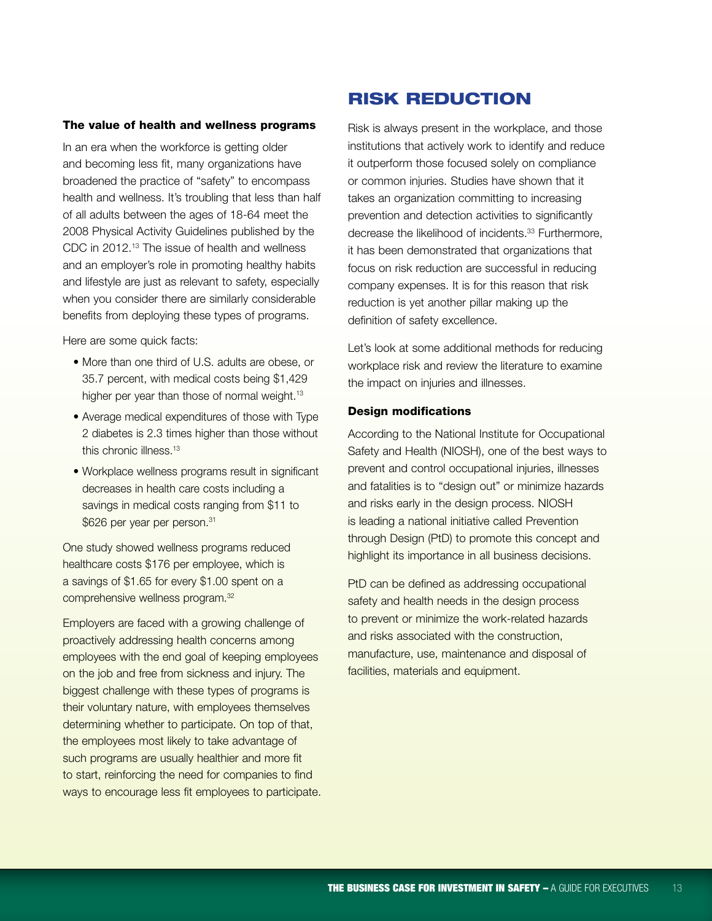### The value of health and wellness programs

In an era when the workforce is getting older and becoming less fit, many organizations have broadened the practice of "safety" to encompass health and wellness. It's troubling that less than half of all adults between the ages of 18-64 meet the 2008 Physical Activity Guidelines published by the CDC in 2012.[13] The issue of health and wellness and an employer's role in promoting healthy habits and lifestyle are just as relevant to safety, especially when you consider there are similarly considerable benefits from deploying these types of programs.

Here are some quick facts:

- More than one third of U.S. adults are obese, or 35.7 percent, with medical costs being $1,429 higher per year than those of normal weight.[13]
- Average medical expenditures of those with Type 2 diabetes is 2.3 times higher than those without this chronic illness.[13]
- Workplace wellness programs result in significant decreases in health care costs including a savings in medical costs ranging from $11 to $626 per year per person.[31]

One study showed wellness programs reduced healthcare costs $176 per employee, which is a savings of $1.65 for every $1.00 spent on a comprehensive wellness program.[32]

Employers are faced with a growing challenge of proactively addressing health concerns among employees with the end goal of keeping employees on the job and free from sickness and injury. The biggest challenge with these types of programs is their voluntary nature, with employees themselves determining whether to participate. On top of that, the employees most likely to take advantage of such programs are usually healthier and more fit to start, reinforcing the need for companies to find ways to encourage less fit employees to participate.

## RISK REDUCTION

Risk is always present in the workplace, and those institutions that actively work to identify and reduce it outperform those focused solely on compliance or common injuries. Studies have shown that it takes an organization committing to increasing prevention and detection activities to significantly decrease the likelihood of incidents.[33] Furthermore, it has been demonstrated that organizations that focus on risk reduction are successful in reducing company expenses. It is for this reason that risk reduction is yet another pillar making up the definition of safety excellence.

Let's look at some additional methods for reducing workplace risk and review the literature to examine the impact on injuries and illnesses.

### Design modifications

According to the National Institute for Occupational Safety and Health (NIOSH), one of the best ways to prevent and control occupational injuries, illnesses and fatalities is to "design out" or minimize hazards and risks early in the design process. NIOSH is leading a national initiative called Prevention through Design (PtD) to promote this concept and highlight its importance in all business decisions.

PtD can be defined as addressing occupational safety and health needs in the design process to prevent or minimize the work-related hazards and risks associated with the construction, manufacture, use, maintenance and disposal of facilities, materials and equipment.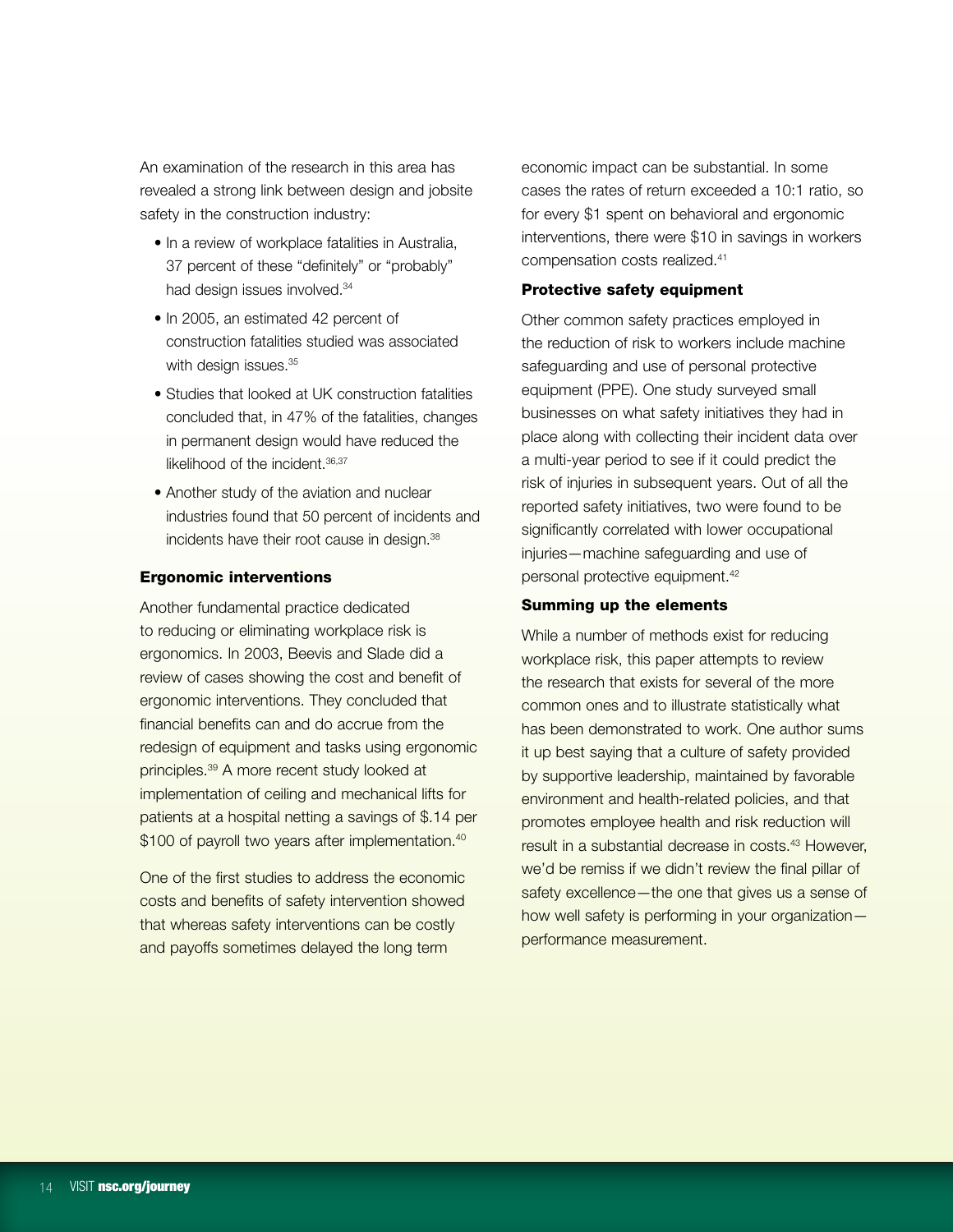An examination of the research in this area has revealed a strong link between design and jobsite safety in the construction industry:

- In a review of workplace fatalities in Australia, 37 percent of these "definitely" or "probably" had design issues involved.[34]
- In 2005, an estimated 42 percent of construction fatalities studied was associated with design issues.[35]
- Studies that looked at UK construction fatalities concluded that, in 47% of the fatalities, changes in permanent design would have reduced the likelihood of the incident.[36,37]
- Another study of the aviation and nuclear industries found that 50 percent of incidents and incidents have their root cause in design.[38]

### Ergonomic interventions

Another fundamental practice dedicated to reducing or eliminating workplace risk is ergonomics. In 2003, Beevis and Slade did a review of cases showing the cost and benefit of ergonomic interventions. They concluded that financial benefits can and do accrue from the redesign of equipment and tasks using ergonomic principles.[39] A more recent study looked at implementation of ceiling and mechanical lifts for patients at a hospital netting a savings of $.14 per $100 of payroll two years after implementation.[40]

One of the first studies to address the economic costs and benefits of safety intervention showed that whereas safety interventions can be costly and payoffs sometimes delayed the long term economic impact can be substantial. In some cases the rates of return exceeded a 10:1 ratio, so for every $1 spent on behavioral and ergonomic interventions, there were $10 in savings in workers compensation costs realized.[41]

### Protective safety equipment

Other common safety practices employed in the reduction of risk to workers include machine safeguarding and use of personal protective equipment (PPE). One study surveyed small businesses on what safety initiatives they had in place along with collecting their incident data over a multi-year period to see if it could predict the risk of injuries in subsequent years. Out of all the reported safety initiatives, two were found to be significantly correlated with lower occupational injuries—machine safeguarding and use of personal protective equipment.[42]

### Summing up the elements

While a number of methods exist for reducing workplace risk, this paper attempts to review the research that exists for several of the more common ones and to illustrate statistically what has been demonstrated to work. One author sums it up best saying that a culture of safety provided by supportive leadership, maintained by favorable environment and health-related policies, and that promotes employee health and risk reduction will result in a substantial decrease in costs.[43] However, we'd be remiss if we didn't review the final pillar of safety excellence—the one that gives us a sense of how well safety is performing in your organization—performance measurement.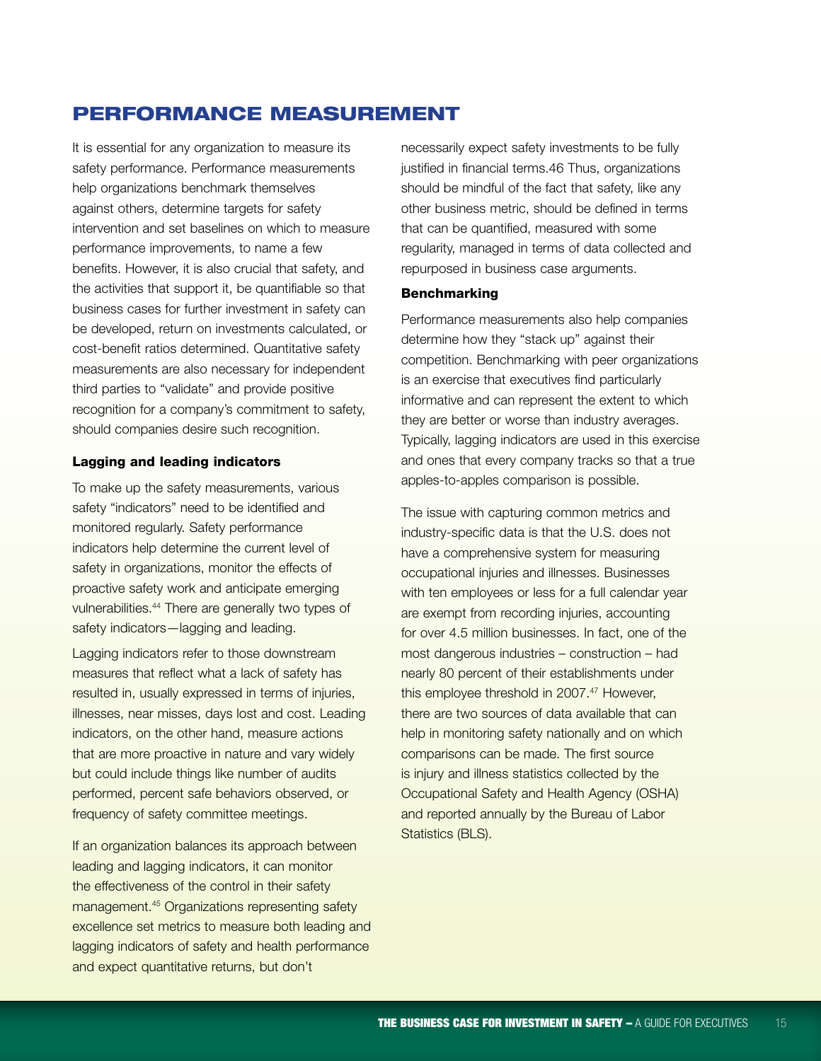# PERFORMANCE MEASUREMENT

It is essential for any organization to measure its safety performance. Performance measurements help organizations benchmark themselves against others, determine targets for safety intervention and set baselines on which to measure performance improvements, to name a few benefits. However, it is also crucial that safety, and the activities that support it, be quantifiable so that business cases for further investment in safety can be developed, return on investments calculated, or cost-benefit ratios determined. Quantitative safety measurements are also necessary for independent third parties to "validate" and provide positive recognition for a company's commitment to safety, should companies desire such recognition.

**Lagging and leading indicators**

To make up the safety measurements, various safety "indicators" need to be identified and monitored regularly. Safety performance indicators help determine the current level of safety in organizations, monitor the effects of proactive safety work and anticipate emerging vulnerabilities.[44] There are generally two types of safety indicators—lagging and leading.

Lagging indicators refer to those downstream measures that reflect what a lack of safety has resulted in, usually expressed in terms of injuries, illnesses, near misses, days lost and cost. Leading indicators, on the other hand, measure actions that are more proactive in nature and vary widely but could include things like number of audits performed, percent safe behaviors observed, or frequency of safety committee meetings.

If an organization balances its approach between leading and lagging indicators, it can monitor the effectiveness of the control in their safety management.[45] Organizations representing safety excellence set metrics to measure both leading and lagging indicators of safety and health performance and expect quantitative returns, but don't necessarily expect safety investments to be fully justified in financial terms.46 Thus, organizations should be mindful of the fact that safety, like any other business metric, should be defined in terms that can be quantified, measured with some regularity, managed in terms of data collected and repurposed in business case arguments.

**Benchmarking**

Performance measurements also help companies determine how they "stack up" against their competition. Benchmarking with peer organizations is an exercise that executives find particularly informative and can represent the extent to which they are better or worse than industry averages. Typically, lagging indicators are used in this exercise and ones that every company tracks so that a true apples-to-apples comparison is possible.

The issue with capturing common metrics and industry-specific data is that the U.S. does not have a comprehensive system for measuring occupational injuries and illnesses. Businesses with ten employees or less for a full calendar year are exempt from recording injuries, accounting for over 4.5 million businesses. In fact, one of the most dangerous industries – construction – had nearly 80 percent of their establishments under this employee threshold in 2007.[47] However, there are two sources of data available that can help in monitoring safety nationally and on which comparisons can be made. The first source is injury and illness statistics collected by the Occupational Safety and Health Agency (OSHA) and reported annually by the Bureau of Labor Statistics (BLS).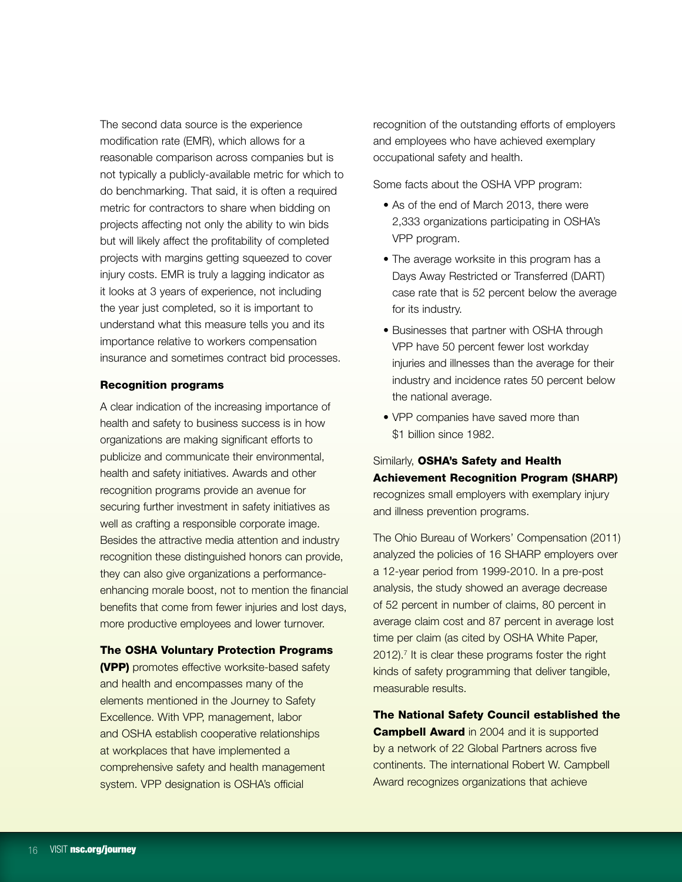The second data source is the experience modification rate (EMR), which allows for a reasonable comparison across companies but is not typically a publicly-available metric for which to do benchmarking. That said, it is often a required metric for contractors to share when bidding on projects affecting not only the ability to win bids but will likely affect the profitability of completed projects with margins getting squeezed to cover injury costs. EMR is truly a lagging indicator as it looks at 3 years of experience, not including the year just completed, so it is important to understand what this measure tells you and its importance relative to workers compensation insurance and sometimes contract bid processes.

### Recognition programs

A clear indication of the increasing importance of health and safety to business success is in how organizations are making significant efforts to publicize and communicate their environmental, health and safety initiatives. Awards and other recognition programs provide an avenue for securing further investment in safety initiatives as well as crafting a responsible corporate image. Besides the attractive media attention and industry recognition these distinguished honors can provide, they can also give organizations a performance-enhancing morale boost, not to mention the financial benefits that come from fewer injuries and lost days, more productive employees and lower turnover.

**The OSHA Voluntary Protection Programs (VPP)** promotes effective worksite-based safety and health and encompasses many of the elements mentioned in the Journey to Safety Excellence. With VPP, management, labor and OSHA establish cooperative relationships at workplaces that have implemented a comprehensive safety and health management system. VPP designation is OSHA's official recognition of the outstanding efforts of employers and employees who have achieved exemplary occupational safety and health.

Some facts about the OSHA VPP program:

- As of the end of March 2013, there were 2,333 organizations participating in OSHA's VPP program.
- The average worksite in this program has a Days Away Restricted or Transferred (DART) case rate that is 52 percent below the average for its industry.
- Businesses that partner with OSHA through VPP have 50 percent fewer lost workday injuries and illnesses than the average for their industry and incidence rates 50 percent below the national average.
- VPP companies have saved more than $1 billion since 1982.

Similarly, **OSHA's Safety and Health Achievement Recognition Program (SHARP)** recognizes small employers with exemplary injury and illness prevention programs.

The Ohio Bureau of Workers' Compensation (2011) analyzed the policies of 16 SHARP employers over a 12-year period from 1999-2010. In a pre-post analysis, the study showed an average decrease of 52 percent in number of claims, 80 percent in average claim cost and 87 percent in average lost time per claim (as cited by OSHA White Paper, 2012).[7] It is clear these programs foster the right kinds of safety programming that deliver tangible, measurable results.

**The National Safety Council established the Campbell Award** in 2004 and it is supported by a network of 22 Global Partners across five continents. The international Robert W. Campbell Award recognizes organizations that achieve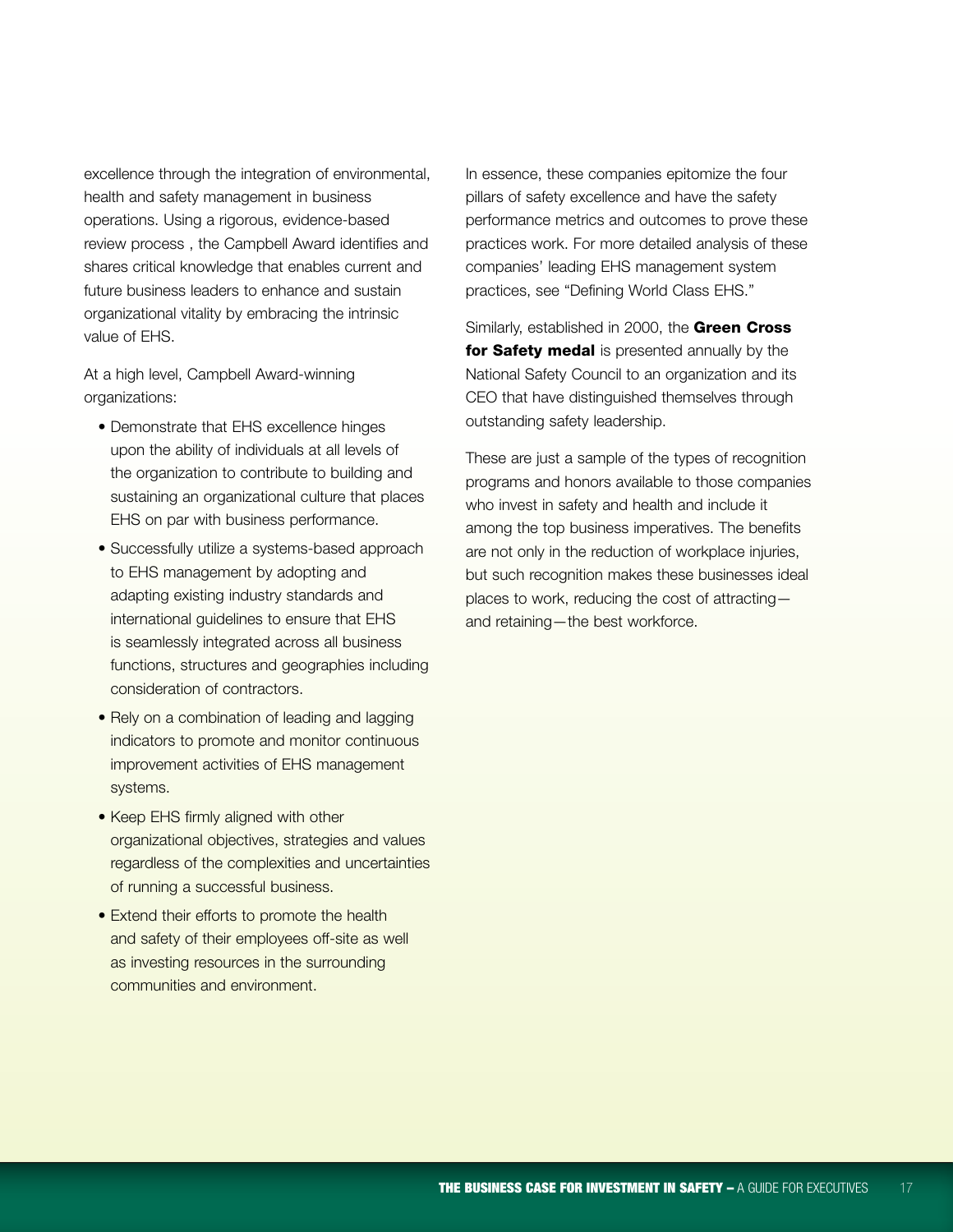excellence through the integration of environmental, health and safety management in business operations. Using a rigorous, evidence-based review process , the Campbell Award identifies and shares critical knowledge that enables current and future business leaders to enhance and sustain organizational vitality by embracing the intrinsic value of EHS.

At a high level, Campbell Award-winning organizations:

- Demonstrate that EHS excellence hinges upon the ability of individuals at all levels of the organization to contribute to building and sustaining an organizational culture that places EHS on par with business performance.
- Successfully utilize a systems-based approach to EHS management by adopting and adapting existing industry standards and international guidelines to ensure that EHS is seamlessly integrated across all business functions, structures and geographies including consideration of contractors.
- Rely on a combination of leading and lagging indicators to promote and monitor continuous improvement activities of EHS management systems.
- Keep EHS firmly aligned with other organizational objectives, strategies and values regardless of the complexities and uncertainties of running a successful business.
- Extend their efforts to promote the health and safety of their employees off-site as well as investing resources in the surrounding communities and environment.

In essence, these companies epitomize the four pillars of safety excellence and have the safety performance metrics and outcomes to prove these practices work. For more detailed analysis of these companies' leading EHS management system practices, see "Defining World Class EHS."

Similarly, established in 2000, the **Green Cross for Safety medal** is presented annually by the National Safety Council to an organization and its CEO that have distinguished themselves through outstanding safety leadership.

These are just a sample of the types of recognition programs and honors available to those companies who invest in safety and health and include it among the top business imperatives. The benefits are not only in the reduction of workplace injuries, but such recognition makes these businesses ideal places to work, reducing the cost of attracting—and retaining—the best workforce.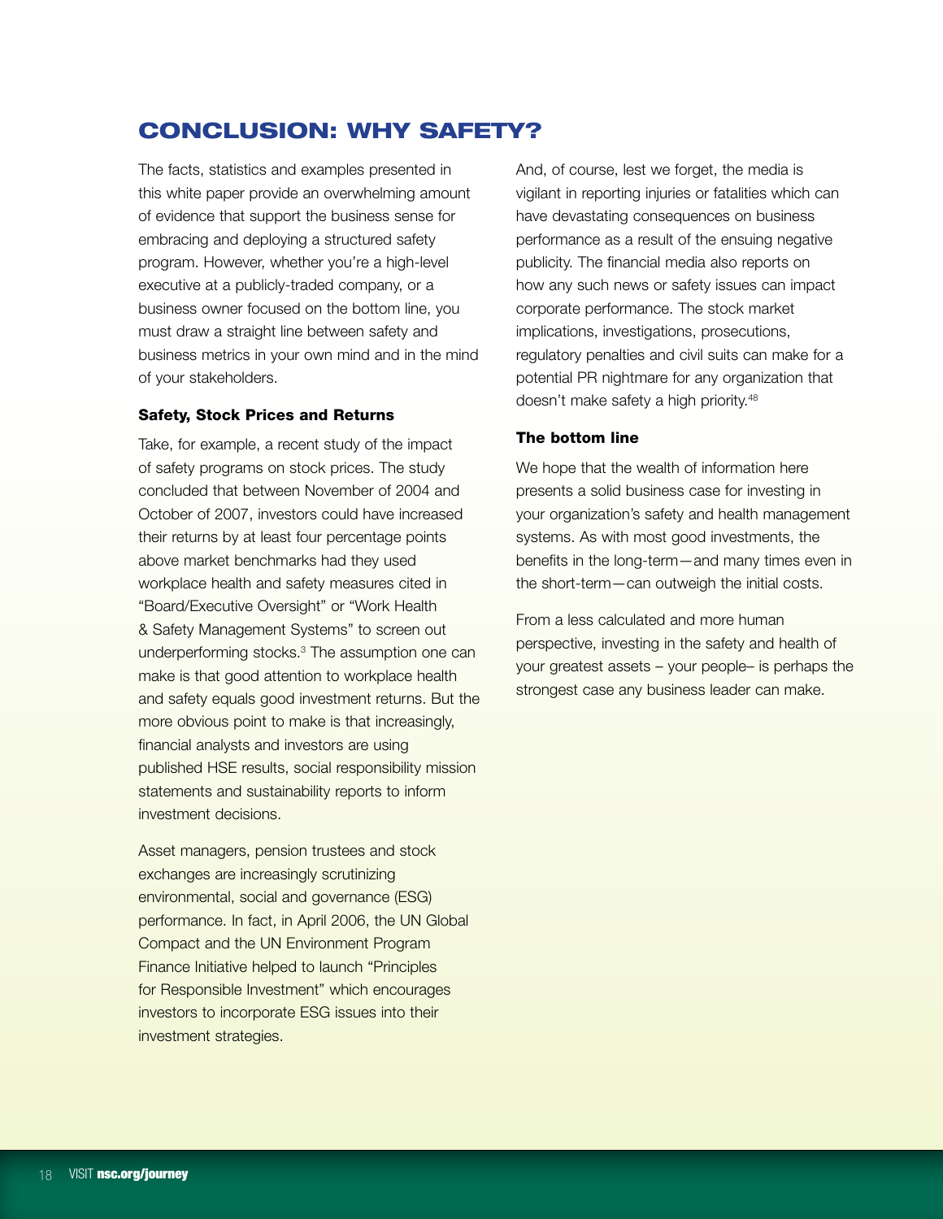## CONCLUSION: WHY SAFETY?

The facts, statistics and examples presented in this white paper provide an overwhelming amount of evidence that support the business sense for embracing and deploying a structured safety program. However, whether you're a high-level executive at a publicly-traded company, or a business owner focused on the bottom line, you must draw a straight line between safety and business metrics in your own mind and in the mind of your stakeholders.

### Safety, Stock Prices and Returns

Take, for example, a recent study of the impact of safety programs on stock prices. The study concluded that between November of 2004 and October of 2007, investors could have increased their returns by at least four percentage points above market benchmarks had they used workplace health and safety measures cited in "Board/Executive Oversight" or "Work Health & Safety Management Systems" to screen out underperforming stocks.[3] The assumption one can make is that good attention to workplace health and safety equals good investment returns. But the more obvious point to make is that increasingly, financial analysts and investors are using published HSE results, social responsibility mission statements and sustainability reports to inform investment decisions.

Asset managers, pension trustees and stock exchanges are increasingly scrutinizing environmental, social and governance (ESG) performance. In fact, in April 2006, the UN Global Compact and the UN Environment Program Finance Initiative helped to launch "Principles for Responsible Investment" which encourages investors to incorporate ESG issues into their investment strategies.

And, of course, lest we forget, the media is vigilant in reporting injuries or fatalities which can have devastating consequences on business performance as a result of the ensuing negative publicity. The financial media also reports on how any such news or safety issues can impact corporate performance. The stock market implications, investigations, prosecutions, regulatory penalties and civil suits can make for a potential PR nightmare for any organization that doesn't make safety a high priority.[48]

### The bottom line

We hope that the wealth of information here presents a solid business case for investing in your organization's safety and health management systems. As with most good investments, the benefits in the long-term—and many times even in the short-term—can outweigh the initial costs.

From a less calculated and more human perspective, investing in the safety and health of your greatest assets – your people– is perhaps the strongest case any business leader can make.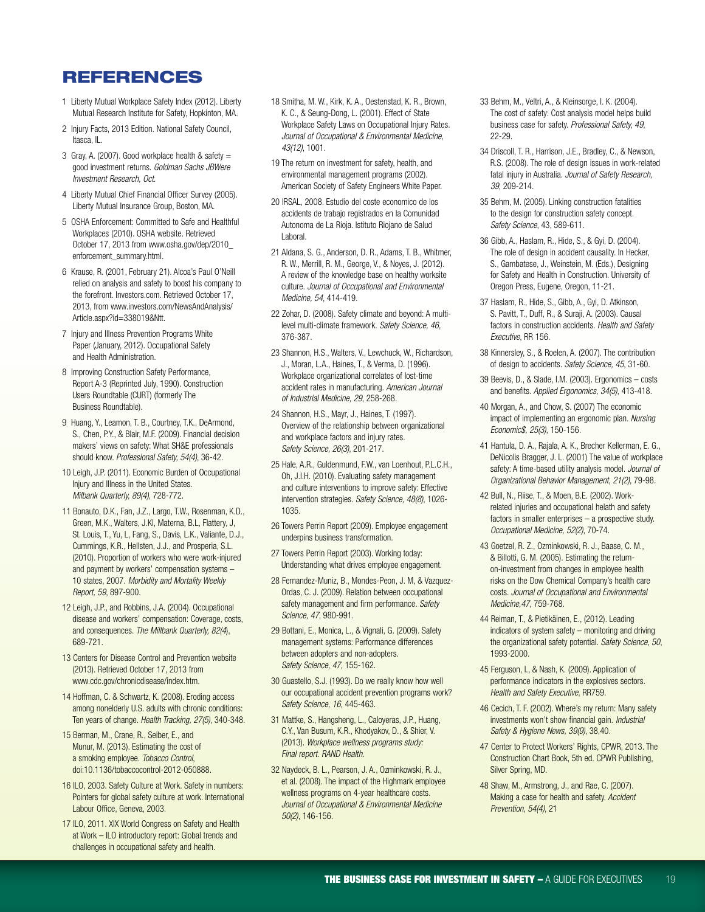# REFERENCES

1. Liberty Mutual Workplace Safety Index (2012). Liberty Mutual Research Institute for Safety, Hopkinton, MA.
2. Injury Facts, 2013 Edition. National Safety Council, Itasca, IL.
3. Gray, A. (2007). Good workplace health & safety = good investment returns. *Goldman Sachs JBWere Investment Research, Oct.*
4. Liberty Mutual Chief Financial Officer Survey (2005). Liberty Mutual Insurance Group, Boston, MA.
5. OSHA Enforcement: Committed to Safe and Healthful Workplaces (2010). OSHA website. Retrieved October 17, 2013 from www.osha.gov/dep/2010_enforcement_summary.html.
6. Krause, R. (2001, February 21). Alcoa's Paul O'Neill relied on analysis and safety to boost his company to the forefront. Investors.com. Retrieved October 17, 2013, from www.investors.com/NewsAndAnalysis/Article.aspx?id=338019&Ntt.
7. Injury and Illness Prevention Programs White Paper (January, 2012). Occupational Safety and Health Administration.
8. Improving Construction Safety Performance, Report A-3 (Reprinted July, 1990). Construction Users Roundtable (CURT) (formerly The Business Roundtable).
9. Huang, Y., Leamon, T. B., Courtney, T.K., DeArmond, S., Chen, P.Y., & Blair, M.F. (2009). Financial decision makers' views on safety: What SH&E professionals should know. *Professional Safety, 54(4)*, 36-42.
10. Leigh, J.P. (2011). Economic Burden of Occupational Injury and Illness in the United States. *Milbank Quarterly, 89(4)*, 728-772.
11. Bonauto, D.K., Fan, J.Z., Largo, T.W., Rosenman, K.D., Green, M.K., Walters, J.Kl, Materna, B.L, Flattery, J, St. Louis, T., Yu, L, Fang, S., Davis, L.K., Valiante, D.J., Cummings, K.R., Hellsten, J.J., and Prosperia, S.L. (2010). Proportion of workers who were work-injured and payment by workers' compensation systems – 10 states, 2007. *Morbidity and Mortality Weekly Report, 59*, 897-900.
12. Leigh, J.P., and Robbins, J.A. (2004). Occupational disease and workers' compensation: Coverage, costs, and consequences. *The Millbank Quarterly, 82(4)*, 689-721.
13. Centers for Disease Control and Prevention website (2013). Retrieved October 17, 2013 from www.cdc.gov/chronicdisease/index.htm.
14. Hoffman, C. & Schwartz, K. (2008). Eroding access among nonelderly U.S. adults with chronic conditions: Ten years of change. *Health Tracking, 27(5)*, 340-348.
15. Berman, M., Crane, R., Seiber, E., and Munur, M. (2013). Estimating the cost of a smoking employee. *Tobacco Control*, doi:10.1136/tobaccocontrol-2012-050888.
16. ILO, 2003. Safety Culture at Work. Safety in numbers: Pointers for global safety culture at work. International Labour Office, Geneva, 2003.
17. ILO, 2011. XIX World Congress on Safety and Health at Work – ILO introductory report: Global trends and challenges in occupational safety and health.
18. Smitha, M. W., Kirk, K. A., Oestenstad, K. R., Brown, K. C., & Seung-Dong, L. (2001). Effect of State Workplace Safety Laws on Occupational Injury Rates. *Journal of Occupational & Environmental Medicine, 43(12)*, 1001.
19. The return on investment for safety, health, and environmental management programs (2002). American Society of Safety Engineers White Paper.
20. IRSAL, 2008. Estudio del coste economico de los accidents de trabajo registrados en la Comunidad Autonoma de La Rioja. Istituto Riojano de Salud Laboral.
21. Aldana, S. G., Anderson, D. R., Adams, T. B., Whitmer, R. W., Merrill, R. M., George, V., & Noyes, J. (2012). A review of the knowledge base on healthy worksite culture. *Journal of Occupational and Environmental Medicine, 54*, 414-419.
22. Zohar, D. (2008). Safety climate and beyond: A multi-level multi-climate framework. *Safety Science, 46*, 376-387.
23. Shannon, H.S., Walters, V., Lewchuck, W., Richardson, J., Moran, L.A., Haines, T., & Verma, D. (1996). Workplace organizational correlates of lost-time accident rates in manufacturing. *American Journal of Industrial Medicine, 29*, 258-268.
24. Shannon, H.S., Mayr, J., Haines, T. (1997). Overview of the relationship between organizational and workplace factors and injury rates. *Safety Science, 26(3)*, 201-217.
25. Hale, A.R., Guldenmund, F.W., van Loenhout, P.L.C.H., Oh, J.I.H. (2010). Evaluating safety management and culture interventions to improve safety: Effective intervention strategies. *Safety Science, 48(8)*, 1026-1035.
26. Towers Perrin Report (2009). Employee engagement underpins business transformation.
27. Towers Perrin Report (2003). Working today: Understanding what drives employee engagement.
28. Fernandez-Muniz, B., Mondes-Peon, J. M, & Vazquez-Ordas, C. J. (2009). Relation between occupational safety management and firm performance. *Safety Science, 47*, 980-991.
29. Bottani, E., Monica, L., & Vignali, G. (2009). Safety management systems: Performance differences between adopters and non-adopters. *Safety Science, 47*, 155-162.
30. Guastello, S.J. (1993). Do we really know how well our occupational accident prevention programs work? *Safety Science, 16*, 445-463.
31. Mattke, S., Hangsheng, L., Caloyeras, J.P., Huang, C.Y., Van Busum, K.R., Khodyakov, D., & Shier, V. (2013). *Workplace wellness programs study: Final report. RAND Health.*
32. Naydeck, B. L., Pearson, J. A., Ozminkowski, R. J., et al. (2008). The impact of the Highmark employee wellness programs on 4-year healthcare costs. *Journal of Occupational & Environmental Medicine 50(2)*, 146-156.
33. Behm, M., Veltri, A., & Kleinsorge, I. K. (2004). The cost of safety: Cost analysis model helps build business case for safety. *Professional Safety, 49*, 22-29.
34. Driscoll, T. R., Harrison, J.E., Bradley, C., & Newson, R.S. (2008). The role of design issues in work-related fatal injury in Australia. *Journal of Safety Research, 39*, 209-214.
35. Behm, M. (2005). Linking construction fatalities to the design for construction safety concept. *Safety Science*, 43, 589-611.
36. Gibb, A., Haslam, R., Hide, S., & Gyi, D. (2004). The role of design in accident causality. In Hecker, S., Gambatese, J., Weinstein, M. (Eds.), Designing for Safety and Health in Construction. University of Oregon Press, Eugene, Oregon, 11-21.
37. Haslam, R., Hide, S., Gibb, A., Gyi, D. Atkinson, S. Pavitt, T., Duff, R., & Suraji, A. (2003). Causal factors in construction accidents. *Health and Safety Executive*, RR 156.
38. Kinnersley, S., & Roelen, A. (2007). The contribution of design to accidents. *Safety Science, 45*, 31-60.
39. Beevis, D., & Slade, I.M. (2003). Ergonomics – costs and benefits. *Applied Ergonomics, 34(5)*, 413-418.
40. Morgan, A., and Chow, S. (2007) The economic impact of implementing an ergonomic plan. *Nursing Economic$, 25(3)*, 150-156.
41. Hantula, D. A., Rajala, A. K., Brecher Kellerman, E. G., DeNicolis Bragger, J. L. (2001) The value of workplace safety: A time-based utility analysis model. *Journal of Organizational Behavior Management, 21(2)*, 79-98.
42. Bull, N., Riise, T., & Moen, B.E. (2002). Work-related injuries and occupational helath and safety factors in smaller enterprises – a prospective study. *Occupational Medicine, 52(2)*, 70-74.
43. Goetzel, R. Z., Ozminkowski, R. J., Baase, C. M., & Billotti, G. M. (2005). Estimating the return-on-investment from changes in employee health risks on the Dow Chemical Company's health care costs. *Journal of Occupational and Environmental Medicine,47*, 759-768.
44. Reiman, T., & Pietikäinen, E., (2012). Leading indicators of system safety – monitoring and driving the organizational safety potential. *Safety Science, 50*, 1993-2000.
45. Ferguson, I., & Nash, K. (2009). Application of performance indicators in the explosives sectors. *Health and Safety Executive*, RR759.
46. Cecich, T. F. (2002). Where's my return: Many safety investments won't show financial gain. *Industrial Safety & Hygiene News, 39(9)*, 38,40.
47. Center to Protect Workers' Rights, CPWR, 2013. The Construction Chart Book, 5th ed. CPWR Publishing, Silver Spring, MD.
48. Shaw, M., Armstrong, J., and Rae, C. (2007). Making a case for health and safety. *Accident Prevention, 54(4)*, 21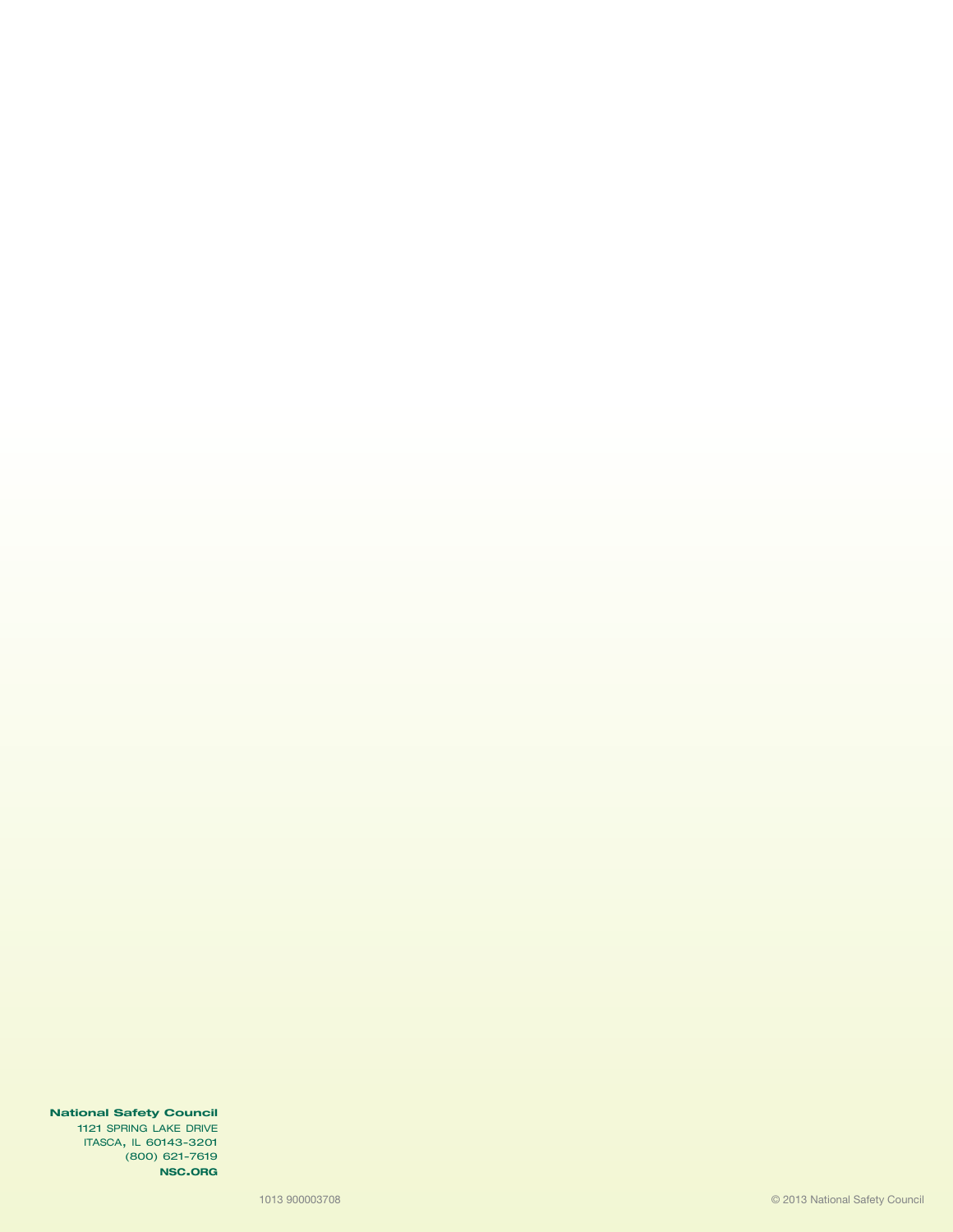**National Safety Council**
1121 SPRING LAKE DRIVE
ITASCA, IL 60143-3201
(800) 621-7619
**NSC.ORG**

1013 900003708

© 2013 National Safety Council